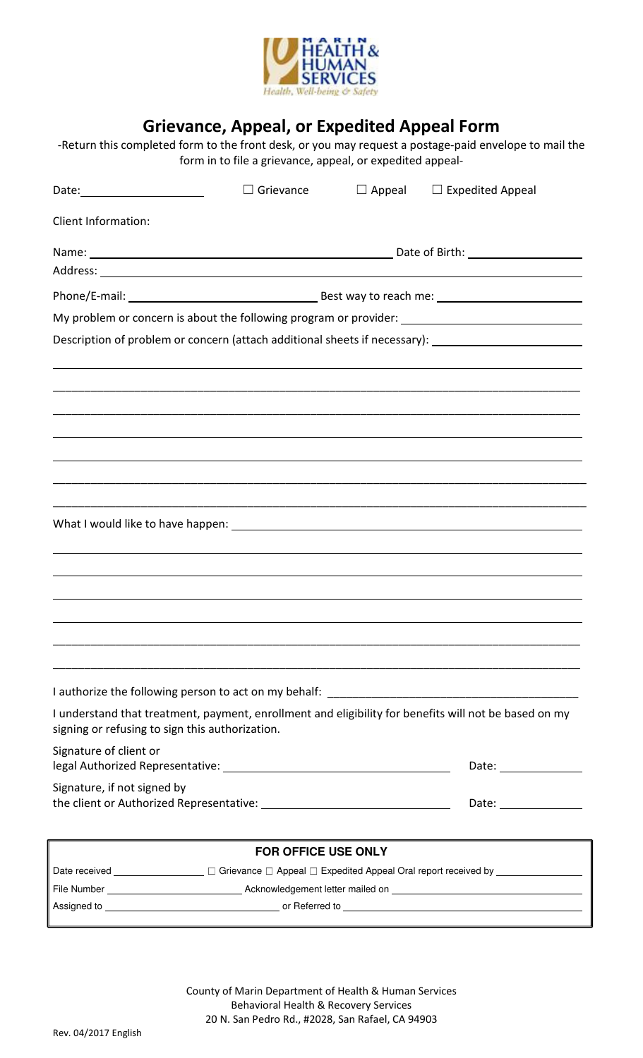MARIN HEALTH & HUMAN SERVICES
*Health, Well-being & Safety*

# Grievance, Appeal, or Expedited Appeal Form

-Return this completed form to the front desk, or you may request a postage-paid envelope to mail the form in to file a grievance, appeal, or expedited appeal-

Date: ____________________ ☐ Grievance ☐ Appeal ☐ Expedited Appeal

Client Information:

Name: ______________________________________________ Date of Birth: __________________

Address: ________________________________________________________________________

Phone/E-mail: ____________________________ Best way to reach me: ______________________

My problem or concern is about the following program or provider: __________________________

Description of problem or concern (attach additional sheets if necessary): ______________________

________________________________________________________________________________

________________________________________________________________________________

________________________________________________________________________________

________________________________________________________________________________

________________________________________________________________________________

________________________________________________________________________________

________________________________________________________________________________

What I would like to have happen: _____________________________________________________

________________________________________________________________________________

________________________________________________________________________________

________________________________________________________________________________

________________________________________________________________________________

________________________________________________________________________________

________________________________________________________________________________

I authorize the following person to act on my behalf: ______________________________________

I understand that treatment, payment, enrollment and eligibility for benefits will not be based on my signing or refusing to sign this authorization.

Signature of client or
legal Authorized Representative: ___________________________________ Date: _____________

Signature, if not signed by
the client or Authorized Representative: _____________________________ Date: _____________

**FOR OFFICE USE ONLY**

Date received ______________ ☐ Grievance ☐ Appeal ☐ Expedited Appeal Oral report received by ______________

File Number ______________________ Acknowledgement letter mailed on ______________________________

Assigned to ______________________________ or Referred to ______________________________________

County of Marin Department of Health & Human Services
Behavioral Health & Recovery Services
20 N. San Pedro Rd., #2028, San Rafael, CA 94903

Rev. 04/2017 English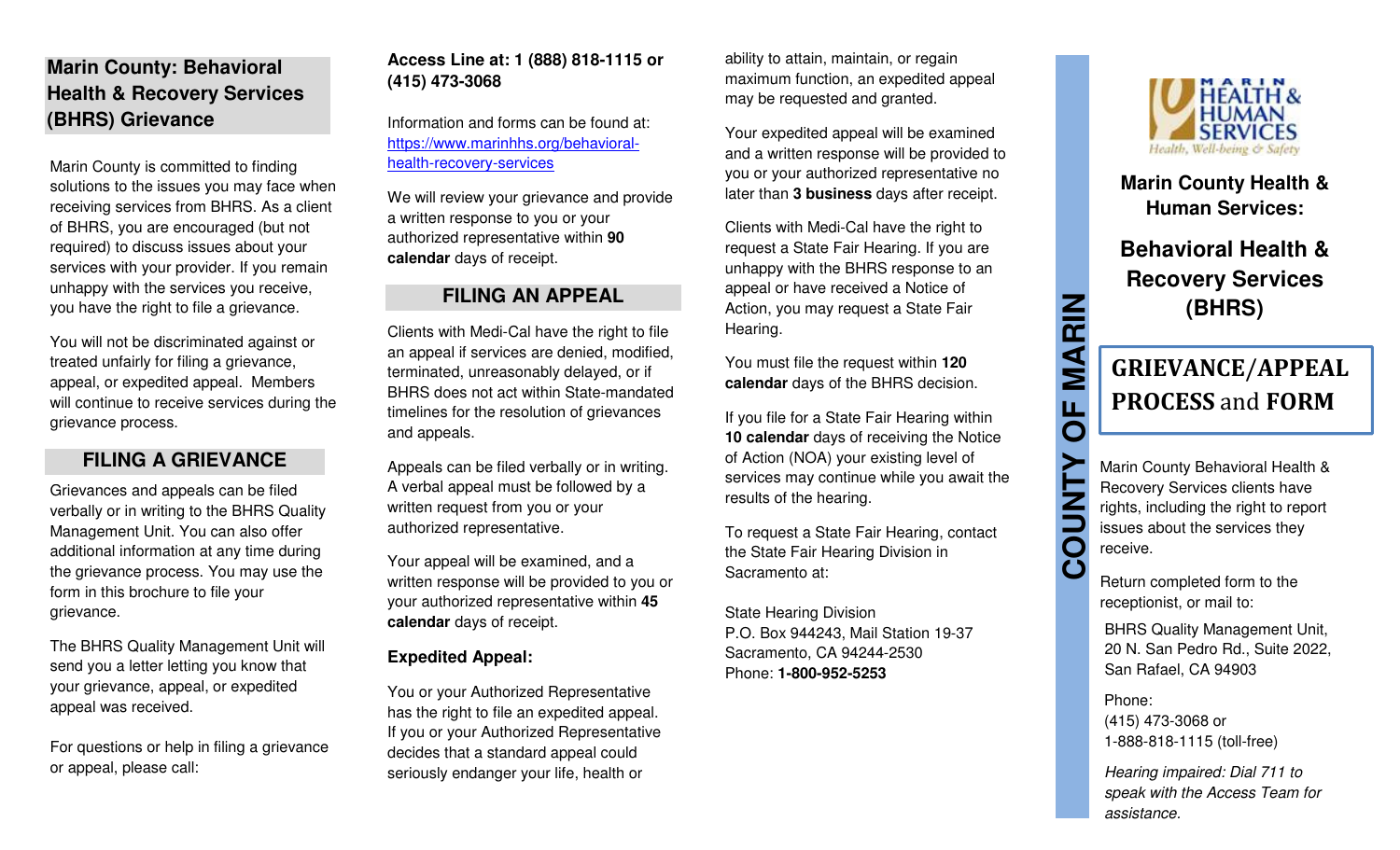## Marin County: Behavioral Health & Recovery Services (BHRS) Grievance

Marin County is committed to finding solutions to the issues you may face when receiving services from BHRS. As a client of BHRS, you are encouraged (but not required) to discuss issues about your services with your provider. If you remain unhappy with the services you receive, you have the right to file a grievance.

You will not be discriminated against or treated unfairly for filing a grievance, appeal, or expedited appeal. Members will continue to receive services during the grievance process.

## FILING A GRIEVANCE

Grievances and appeals can be filed verbally or in writing to the BHRS Quality Management Unit. You can also offer additional information at any time during the grievance process. You may use the form in this brochure to file your grievance.

The BHRS Quality Management Unit will send you a letter letting you know that your grievance, appeal, or expedited appeal was received.

For questions or help in filing a grievance or appeal, please call:

**Access Line at: 1 (888) 818-1115 or (415) 473-3068**

Information and forms can be found at: https://www.marinhhs.org/behavioral-health-recovery-services

We will review your grievance and provide a written response to you or your authorized representative within **90 calendar** days of receipt.

## FILING AN APPEAL

Clients with Medi-Cal have the right to file an appeal if services are denied, modified, terminated, unreasonably delayed, or if BHRS does not act within State-mandated timelines for the resolution of grievances and appeals.

Appeals can be filed verbally or in writing. A verbal appeal must be followed by a written request from you or your authorized representative.

Your appeal will be examined, and a written response will be provided to you or your authorized representative within **45 calendar** days of receipt.

### Expedited Appeal:

You or your Authorized Representative has the right to file an expedited appeal. If you or your Authorized Representative decides that a standard appeal could seriously endanger your life, health or ability to attain, maintain, or regain maximum function, an expedited appeal may be requested and granted.

Your expedited appeal will be examined and a written response will be provided to you or your authorized representative no later than **3 business** days after receipt.

Clients with Medi-Cal have the right to request a State Fair Hearing. If you are unhappy with the BHRS response to an appeal or have received a Notice of Action, you may request a State Fair Hearing.

You must file the request within **120 calendar** days of the BHRS decision.

If you file for a State Fair Hearing within **10 calendar** days of receiving the Notice of Action (NOA) your existing level of services may continue while you await the results of the hearing.

To request a State Fair Hearing, contact the State Fair Hearing Division in Sacramento at:

State Hearing Division
P.O. Box 944243, Mail Station 19-37
Sacramento, CA 94244-2530
Phone: **1-800-952-5253**

**COUNTY OF MARIN**

MARIN HEALTH & HUMAN SERVICES
*Health, Well-being & Safety*

**Marin County Health & Human Services:**

## Behavioral Health & Recovery Services (BHRS)

# GRIEVANCE/APPEAL PROCESS and FORM

Marin County Behavioral Health & Recovery Services clients have rights, including the right to report issues about the services they receive.

Return completed form to the receptionist, or mail to:

BHRS Quality Management Unit,
20 N. San Pedro Rd., Suite 2022,
San Rafael, CA 94903

Phone:
(415) 473-3068 or
1-888-818-1115 (toll-free)

*Hearing impaired: Dial 711 to speak with the Access Team for assistance.*